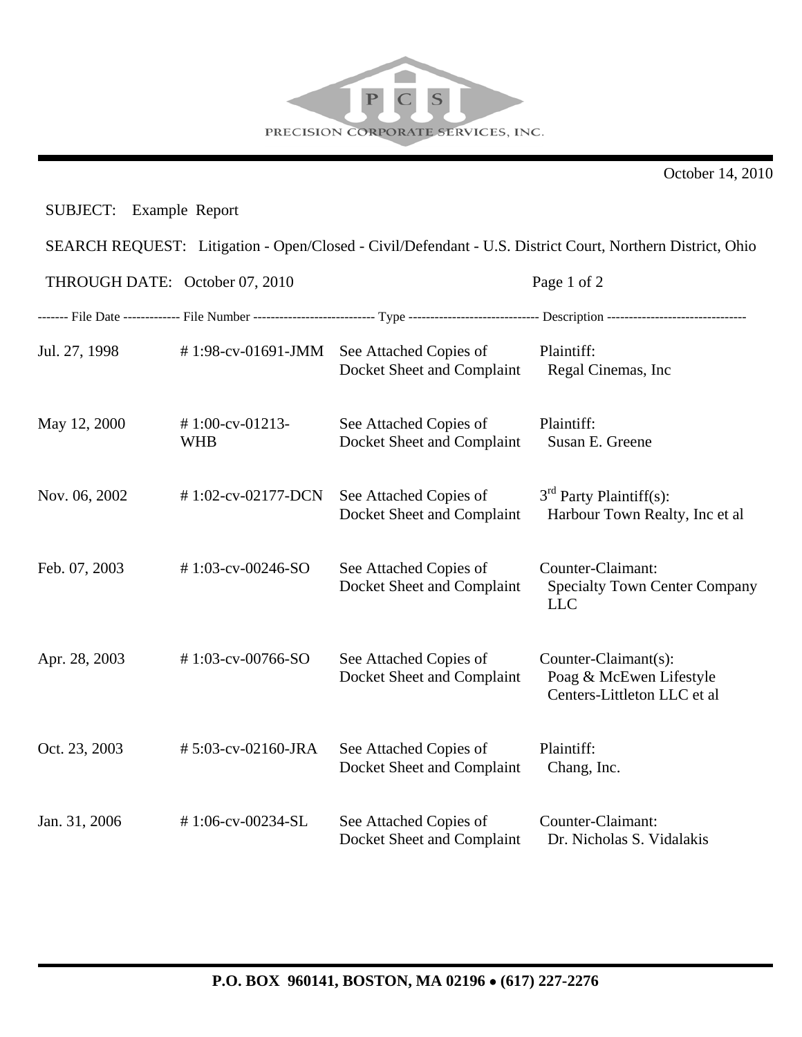PRECISION CORPORATE SERVICES, INC.

October 14, 2010

SUBJECT: Example Report

SEARCH REQUEST: Litigation - Open/Closed - Civil/Defendant - U.S. District Court, Northern District, Ohio

THROUGH DATE: October 07, 2010

| File Date | File Number | Type | Description |
|---|---|---|---|
| Jul. 27, 1998 | # 1:98-cv-01691-JMM | See Attached Copies of Docket Sheet and Complaint | Plaintiff: Regal Cinemas, Inc |
| May 12, 2000 | # 1:00-cv-01213-WHB | See Attached Copies of Docket Sheet and Complaint | Plaintiff: Susan E. Greene |
| Nov. 06, 2002 | # 1:02-cv-02177-DCN | See Attached Copies of Docket Sheet and Complaint | 3rd Party Plaintiff(s): Harbour Town Realty, Inc et al |
| Feb. 07, 2003 | # 1:03-cv-00246-SO | See Attached Copies of Docket Sheet and Complaint | Counter-Claimant: Specialty Town Center Company LLC |
| Apr. 28, 2003 | # 1:03-cv-00766-SO | See Attached Copies of Docket Sheet and Complaint | Counter-Claimant(s): Poag & McEwen Lifestyle Centers-Littleton LLC et al |
| Oct. 23, 2003 | # 5:03-cv-02160-JRA | See Attached Copies of Docket Sheet and Complaint | Plaintiff: Chang, Inc. |
| Jan. 31, 2006 | # 1:06-cv-00234-SL | See Attached Copies of Docket Sheet and Complaint | Counter-Claimant: Dr. Nicholas S. Vidalakis |

**P.O. BOX 960141, BOSTON, MA 02196 • (617) 227-2276**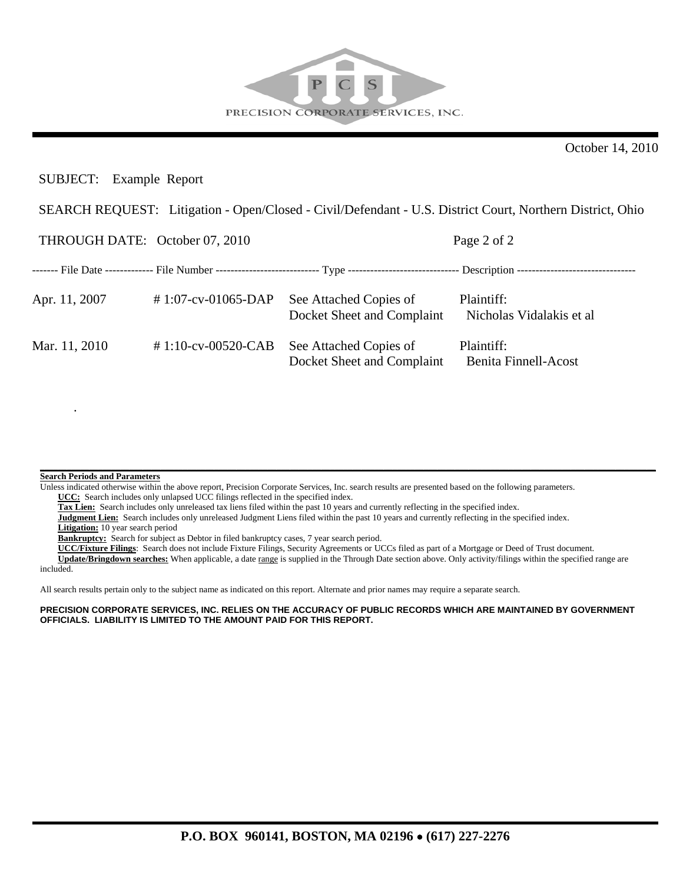PRECISION CORPORATE SERVICES, INC.

October 14, 2010

SUBJECT: Example Report

SEARCH REQUEST: Litigation - Open/Closed - Civil/Defendant - U.S. District Court, Northern District, Ohio

THROUGH DATE: October 07, 2010

| File Date | File Number | Type | Description |
|---|---|---|---|
| Apr. 11, 2007 | # 1:07-cv-01065-DAP | See Attached Copies of Docket Sheet and Complaint | Plaintiff: Nicholas Vidalakis et al |
| Mar. 11, 2010 | # 1:10-cv-00520-CAB | See Attached Copies of Docket Sheet and Complaint | Plaintiff: Benita Finnell-Acost |

.

**Search Periods and Parameters**

Unless indicated otherwise within the above report, Precision Corporate Services, Inc. search results are presented based on the following parameters.

**UCC:** Search includes only unlapsed UCC filings reflected in the specified index.

**Tax Lien:** Search includes only unreleased tax liens filed within the past 10 years and currently reflecting in the specified index.

**Judgment Lien:** Search includes only unreleased Judgment Liens filed within the past 10 years and currently reflecting in the specified index.

**Litigation:** 10 year search period

**Bankruptcy:** Search for subject as Debtor in filed bankruptcy cases, 7 year search period.

**UCC/Fixture Filings**: Search does not include Fixture Filings, Security Agreements or UCCs filed as part of a Mortgage or Deed of Trust document.

**Update/Bringdown searches:** When applicable, a date range is supplied in the Through Date section above. Only activity/filings within the specified range are included.

All search results pertain only to the subject name as indicated on this report. Alternate and prior names may require a separate search.

**PRECISION CORPORATE SERVICES, INC. RELIES ON THE ACCURACY OF PUBLIC RECORDS WHICH ARE MAINTAINED BY GOVERNMENT OFFICIALS. LIABILITY IS LIMITED TO THE AMOUNT PAID FOR THIS REPORT.**

**P.O. BOX 960141, BOSTON, MA 02196 • (617) 227-2276**